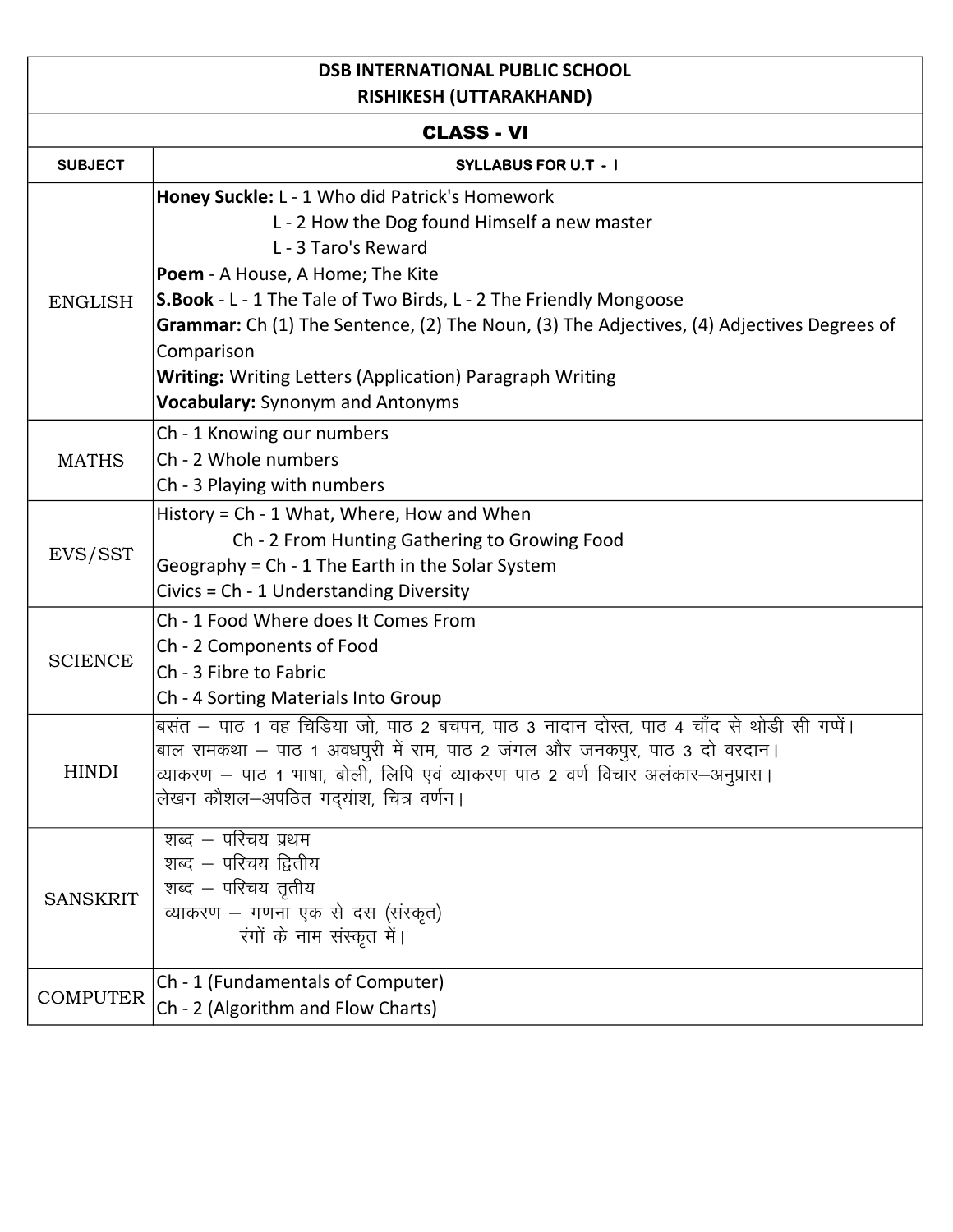**DSB INTERNATIONAL PUBLIC SCHOOL**
**RISHIKESH (UTTARAKHAND)**

## CLASS - VI

| SUBJECT | SYLLABUS FOR U.T - I |
|---|---|
| ENGLISH | **Honey Suckle:** L - 1 Who did Patrick's Homework<br>L - 2 How the Dog found Himself a new master<br>L - 3 Taro's Reward<br>**Poem** - A House, A Home; The Kite<br>**S.Book** - L - 1 The Tale of Two Birds, L - 2 The Friendly Mongoose<br>**Grammar:** Ch (1) The Sentence, (2) The Noun, (3) The Adjectives, (4) Adjectives Degrees of Comparison<br>**Writing:** Writing Letters (Application) Paragraph Writing<br>**Vocabulary:** Synonym and Antonyms |
| MATHS | Ch - 1 Knowing our numbers<br>Ch - 2 Whole numbers<br>Ch - 3 Playing with numbers |
| EVS/SST | History = Ch - 1 What, Where, How and When<br>Ch - 2 From Hunting Gathering to Growing Food<br>Geography = Ch - 1 The Earth in the Solar System<br>Civics = Ch - 1 Understanding Diversity |
| SCIENCE | Ch - 1 Food Where does It Comes From<br>Ch - 2 Components of Food<br>Ch - 3 Fibre to Fabric<br>Ch - 4 Sorting Materials Into Group |
| HINDI | बसंत – पाठ 1 वह चिडिया जो, पाठ 2 बचपन, पाठ 3 नादान दोस्त, पाठ 4 चाँद से थोडी सी गप्पें।<br>बाल रामकथा – पाठ 1 अवधपुरी में राम, पाठ 2 जंगल और जनकपुर, पाठ 3 दो वरदान।<br>व्याकरण – पाठ 1 भाषा, बोली, लिपि एवं व्याकरण पाठ 2 वर्ण विचार अलंकार–अनुप्रास।<br>लेखन कौशल–अपठित गद्यांश, चित्र वर्णन। |
| SANSKRIT | शब्द – परिचय प्रथम<br>शब्द – परिचय द्वितीय<br>शब्द – परिचय तृतीय<br>व्याकरण – गणना एक से दस (संस्कृत)<br>रंगों के नाम संस्कृत में। |
| COMPUTER | Ch - 1 (Fundamentals of Computer)<br>Ch - 2 (Algorithm and Flow Charts) |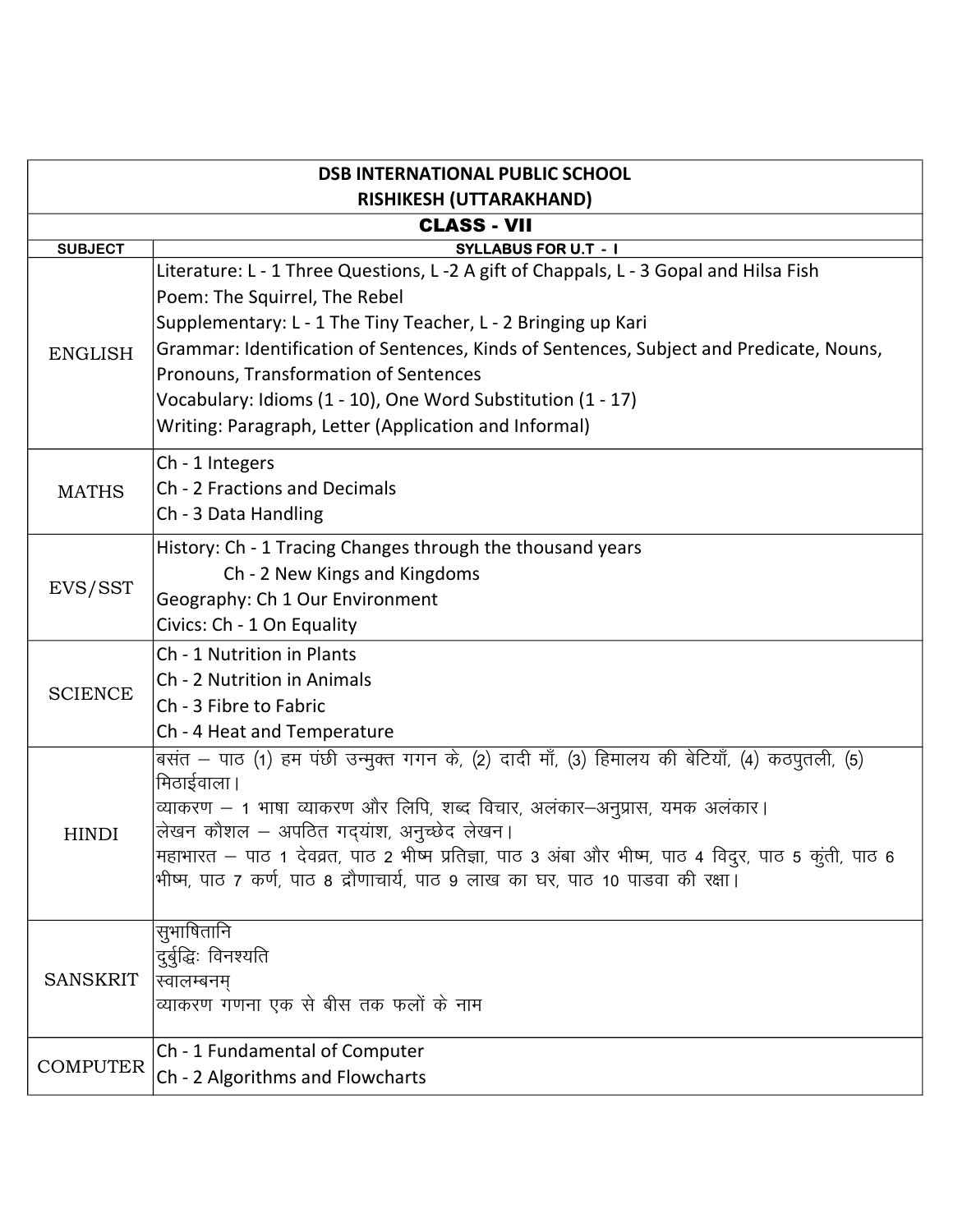| DSB INTERNATIONAL PUBLIC SCHOOL<br>RISHIKESH (UTTARAKHAND) | |
|---|---|
| **CLASS - VII** | |
| **SUBJECT** | **SYLLABUS FOR U.T - I** |
| ENGLISH | Literature: L - 1 Three Questions, L -2 A gift of Chappals, L - 3 Gopal and Hilsa Fish<br>Poem: The Squirrel, The Rebel<br>Supplementary: L - 1 The Tiny Teacher, L - 2 Bringing up Kari<br>Grammar: Identification of Sentences, Kinds of Sentences, Subject and Predicate, Nouns, Pronouns, Transformation of Sentences<br>Vocabulary: Idioms (1 - 10), One Word Substitution (1 - 17)<br>Writing: Paragraph, Letter (Application and Informal) |
| MATHS | Ch - 1 Integers<br>Ch - 2 Fractions and Decimals<br>Ch - 3 Data Handling |
| EVS/SST | History: Ch - 1 Tracing Changes through the thousand years<br>Ch - 2 New Kings and Kingdoms<br>Geography: Ch 1 Our Environment<br>Civics: Ch - 1 On Equality |
| SCIENCE | Ch - 1 Nutrition in Plants<br>Ch - 2 Nutrition in Animals<br>Ch - 3 Fibre to Fabric<br>Ch - 4 Heat and Temperature |
| HINDI | बसंत – पाठ (1) हम पंछी उन्मुक्त गगन के, (2) दादी माँ, (3) हिमालय की बेटियाँ, (4) कठपुतली, (5) मिठाईवाला।<br>व्याकरण – 1 भाषा व्याकरण और लिपि, शब्द विचार, अलंकार–अनुप्रास, यमक अलंकार।<br>लेखन कौशल – अपठित गद्यांश, अनुच्छेद लेखन।<br>महाभारत – पाठ 1 देवव्रत, पाठ 2 भीष्म प्रतिज्ञा, पाठ 3 अंबा और भीष्म, पाठ 4 विदुर, पाठ 5 कुंती, पाठ 6 भीष्म, पाठ 7 कर्ण, पाठ 8 द्रौणाचार्य, पाठ 9 लाख का घर, पाठ 10 पाडवा की रक्षा। |
| SANSKRIT | सुभाषितानि<br>दुर्बुद्धिः विनश्यति<br>स्वालम्बनम्<br>व्याकरण गणना एक से बीस तक फलों के नाम |
| COMPUTER | Ch - 1 Fundamental of Computer<br>Ch - 2 Algorithms and Flowcharts |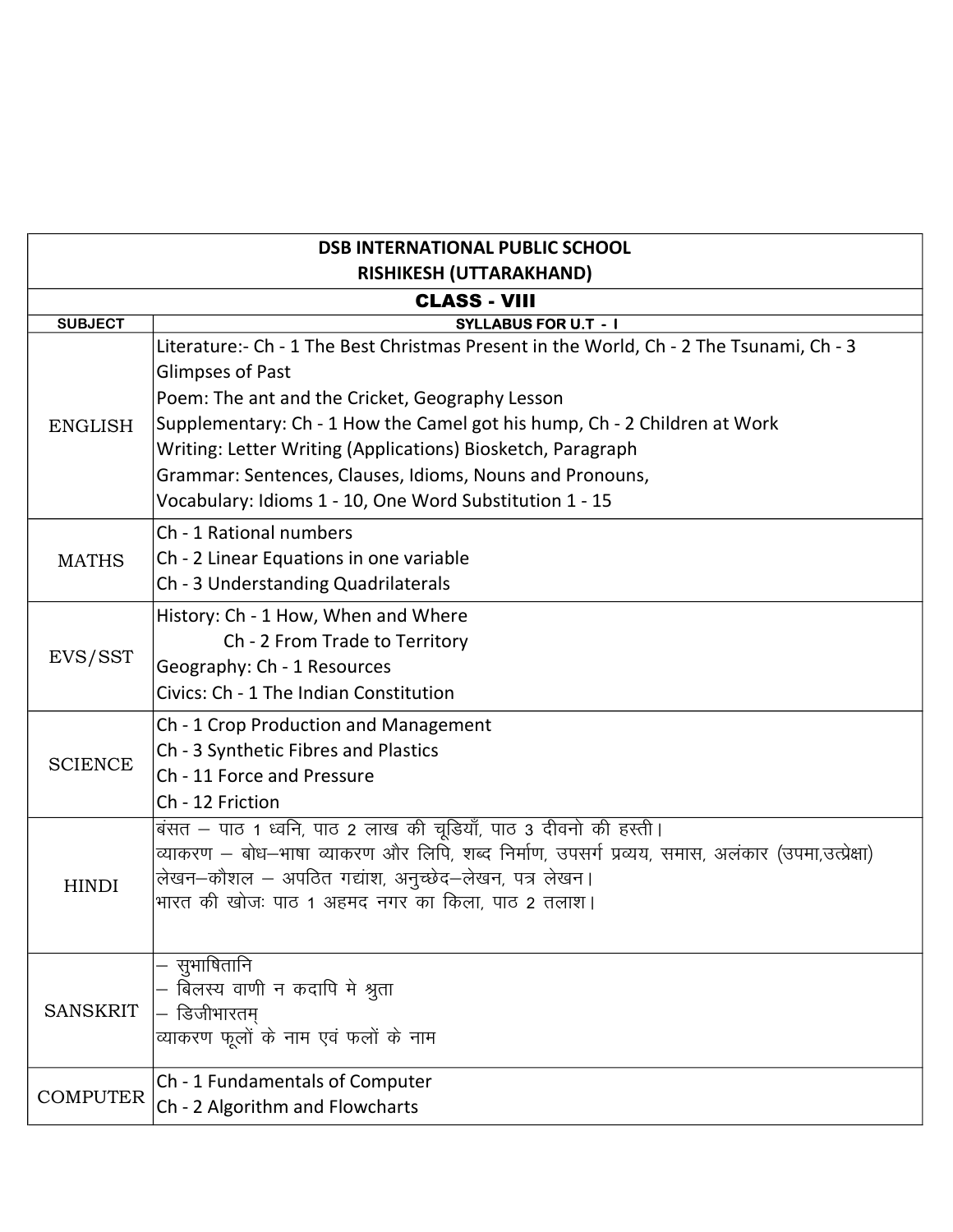| DSB INTERNATIONAL PUBLIC SCHOOL RISHIKESH (UTTARAKHAND) | |
|---|---|
| **CLASS - VIII** | |
| **SUBJECT** | **SYLLABUS FOR U.T - I** |
| ENGLISH | Literature:- Ch - 1 The Best Christmas Present in the World, Ch - 2 The Tsunami, Ch - 3 Glimpses of Past<br>Poem: The ant and the Cricket, Geography Lesson<br>Supplementary: Ch - 1 How the Camel got his hump, Ch - 2 Children at Work<br>Writing: Letter Writing (Applications) Biosketch, Paragraph<br>Grammar: Sentences, Clauses, Idioms, Nouns and Pronouns,<br>Vocabulary: Idioms 1 - 10, One Word Substitution 1 - 15 |
| MATHS | Ch - 1 Rational numbers<br>Ch - 2 Linear Equations in one variable<br>Ch - 3 Understanding Quadrilaterals |
| EVS/SST | History: Ch - 1 How, When and Where<br>Ch - 2 From Trade to Territory<br>Geography: Ch - 1 Resources<br>Civics: Ch - 1 The Indian Constitution |
| SCIENCE | Ch - 1 Crop Production and Management<br>Ch - 3 Synthetic Fibres and Plastics<br>Ch - 11 Force and Pressure<br>Ch - 12 Friction |
| HINDI | बंसत – पाठ 1 ध्वनि, पाठ 2 लाख की चूडियाँ, पाठ 3 दीवनो की हस्ती।<br>व्याकरण – बोध–भाषा व्याकरण और लिपि, शब्द निर्माण, उपसर्ग प्रव्यय, समास, अलंकार (उपमा,उत्प्रेक्षा)<br>लेखन–कौशल – अपठित गद्यांश, अनुच्छेद–लेखन, पत्र लेखन।<br>भारत की खोजः पाठ 1 अहमद नगर का किला, पाठ 2 तलाश। |
| SANSKRIT | – सुभाषितानि<br>– बिलस्य वाणी न कदापि मे श्रुता<br>– डिजीभारतम्<br>व्याकरण फूलों के नाम एवं फलों के नाम |
| COMPUTER | Ch - 1 Fundamentals of Computer<br>Ch - 2 Algorithm and Flowcharts |